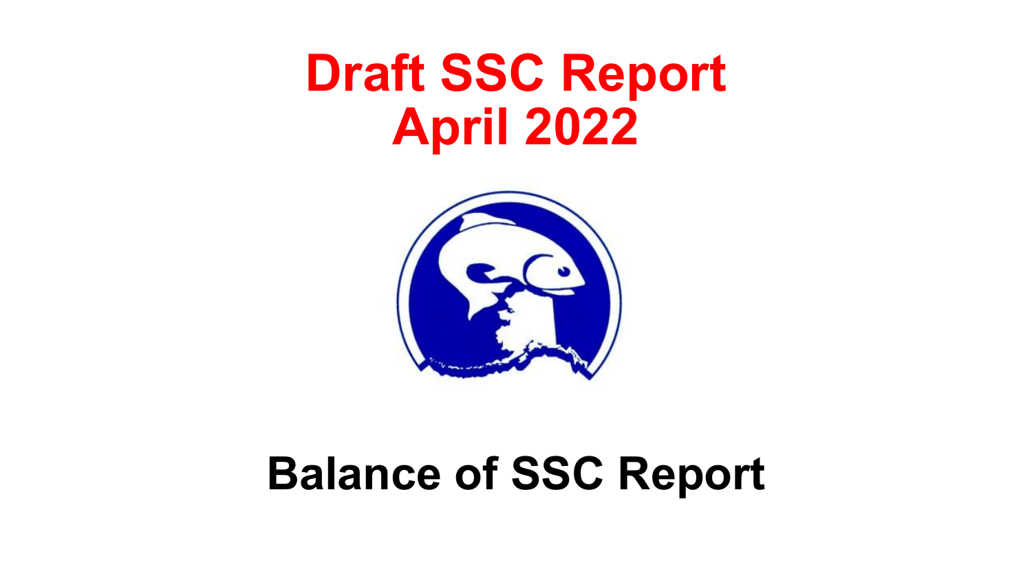# Draft SSC Report
# April 2022

## Balance of SSC Report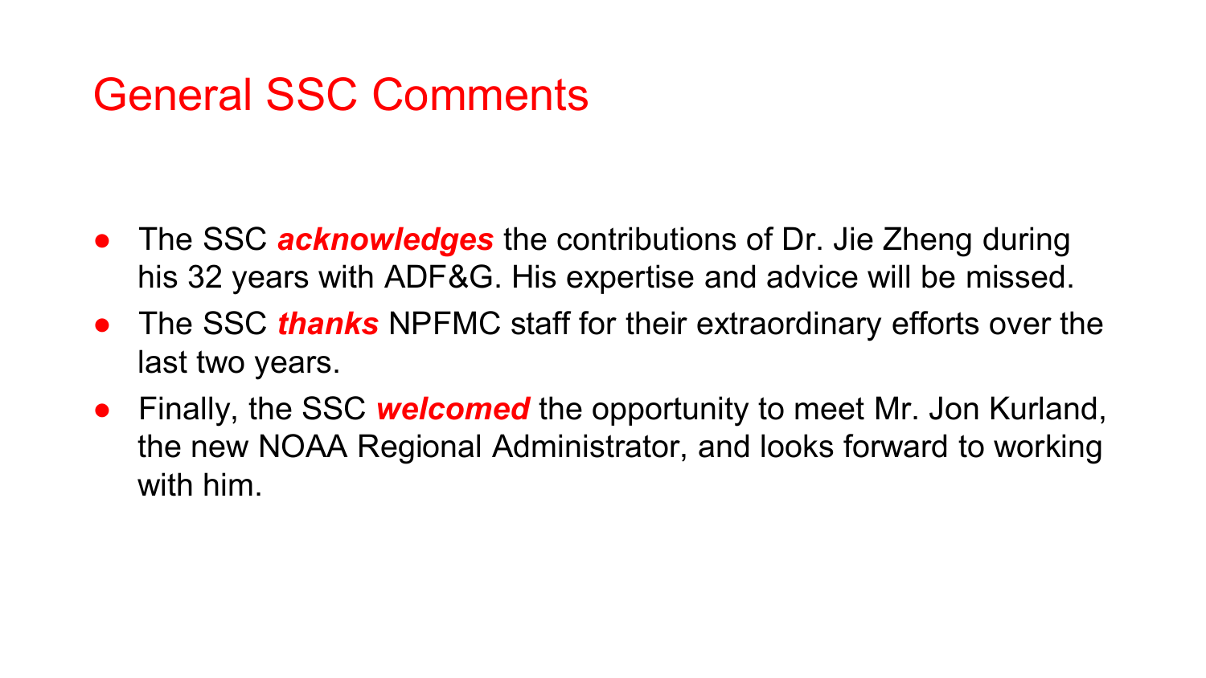# General SSC Comments

- The SSC ***acknowledges*** the contributions of Dr. Jie Zheng during his 32 years with ADF&G. His expertise and advice will be missed.
- The SSC ***thanks*** NPFMC staff for their extraordinary efforts over the last two years.
- Finally, the SSC ***welcomed*** the opportunity to meet Mr. Jon Kurland, the new NOAA Regional Administrator, and looks forward to working with him.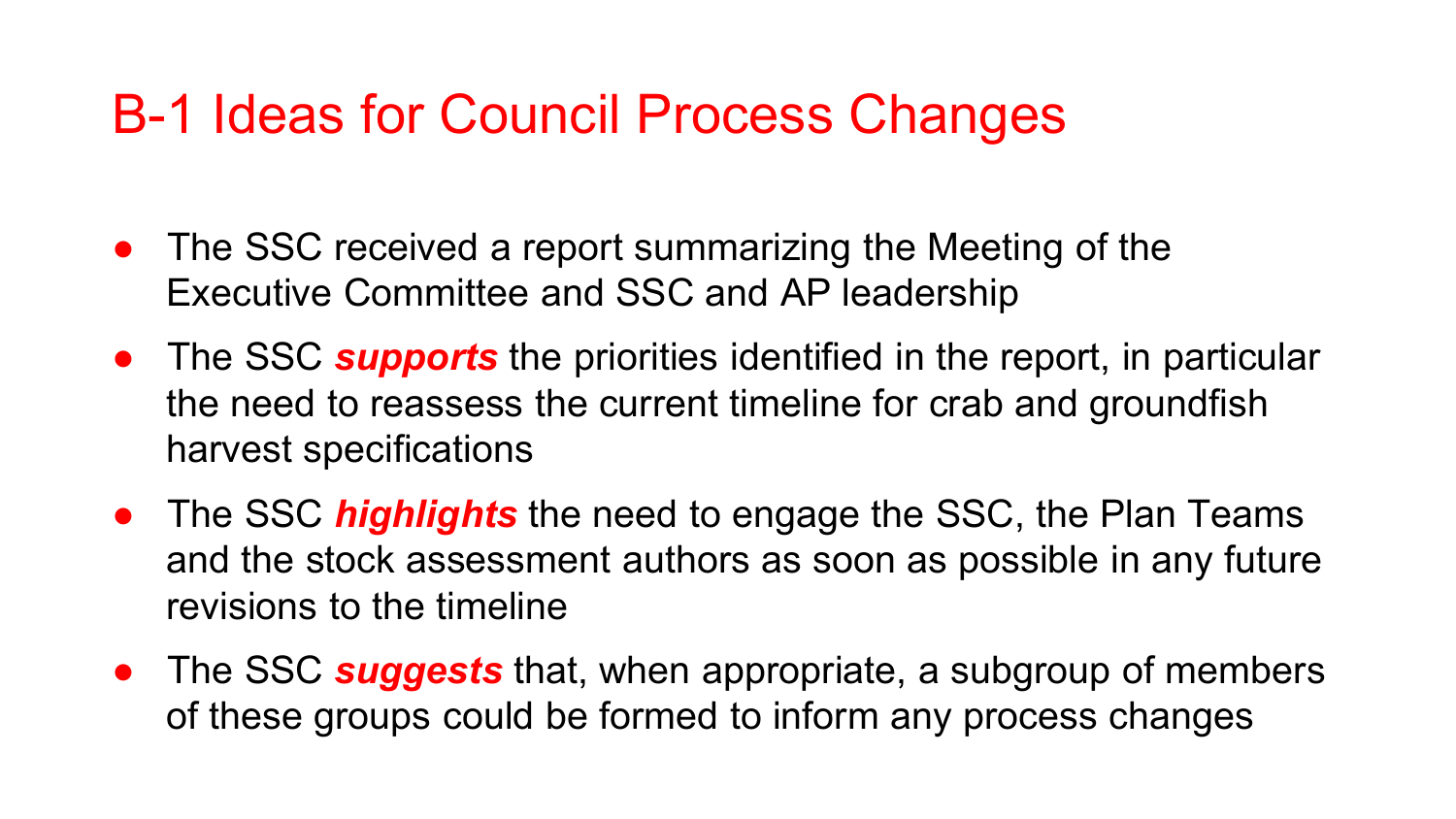# B-1 Ideas for Council Process Changes

- The SSC received a report summarizing the Meeting of the Executive Committee and SSC and AP leadership
- The SSC ***supports*** the priorities identified in the report, in particular the need to reassess the current timeline for crab and groundfish harvest specifications
- The SSC ***highlights*** the need to engage the SSC, the Plan Teams and the stock assessment authors as soon as possible in any future revisions to the timeline
- The SSC ***suggests*** that, when appropriate, a subgroup of members of these groups could be formed to inform any process changes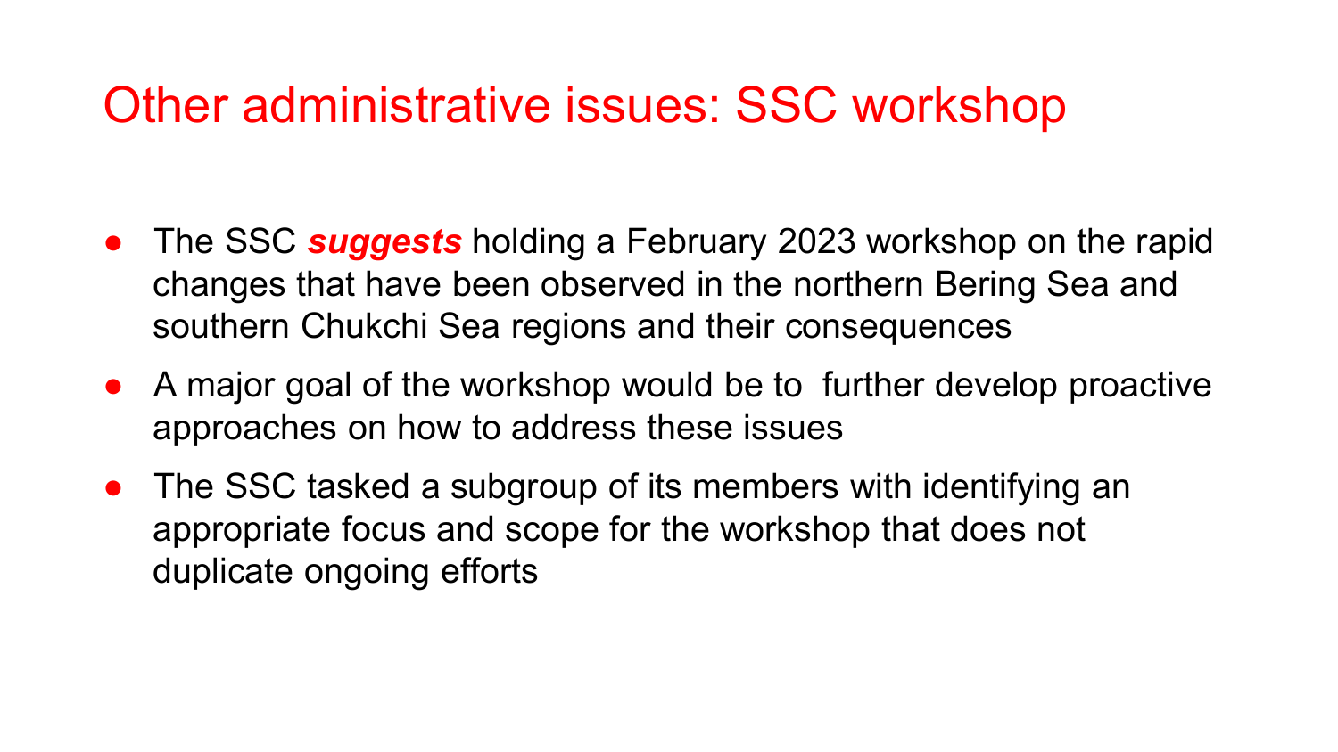# Other administrative issues: SSC workshop

- The SSC ***suggests*** holding a February 2023 workshop on the rapid changes that have been observed in the northern Bering Sea and southern Chukchi Sea regions and their consequences
- A major goal of the workshop would be to further develop proactive approaches on how to address these issues
- The SSC tasked a subgroup of its members with identifying an appropriate focus and scope for the workshop that does not duplicate ongoing efforts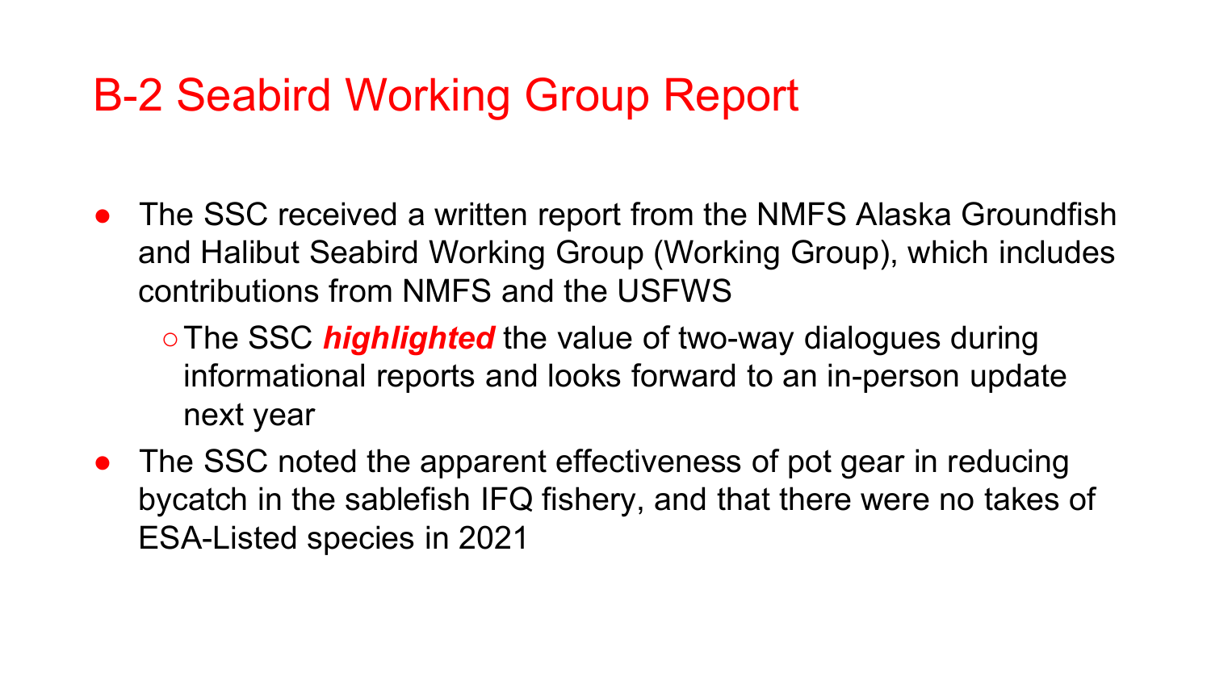# B-2 Seabird Working Group Report

- The SSC received a written report from the NMFS Alaska Groundfish and Halibut Seabird Working Group (Working Group), which includes contributions from NMFS and the USFWS
  - The SSC ***highlighted*** the value of two-way dialogues during informational reports and looks forward to an in-person update next year
- The SSC noted the apparent effectiveness of pot gear in reducing bycatch in the sablefish IFQ fishery, and that there were no takes of ESA-Listed species in 2021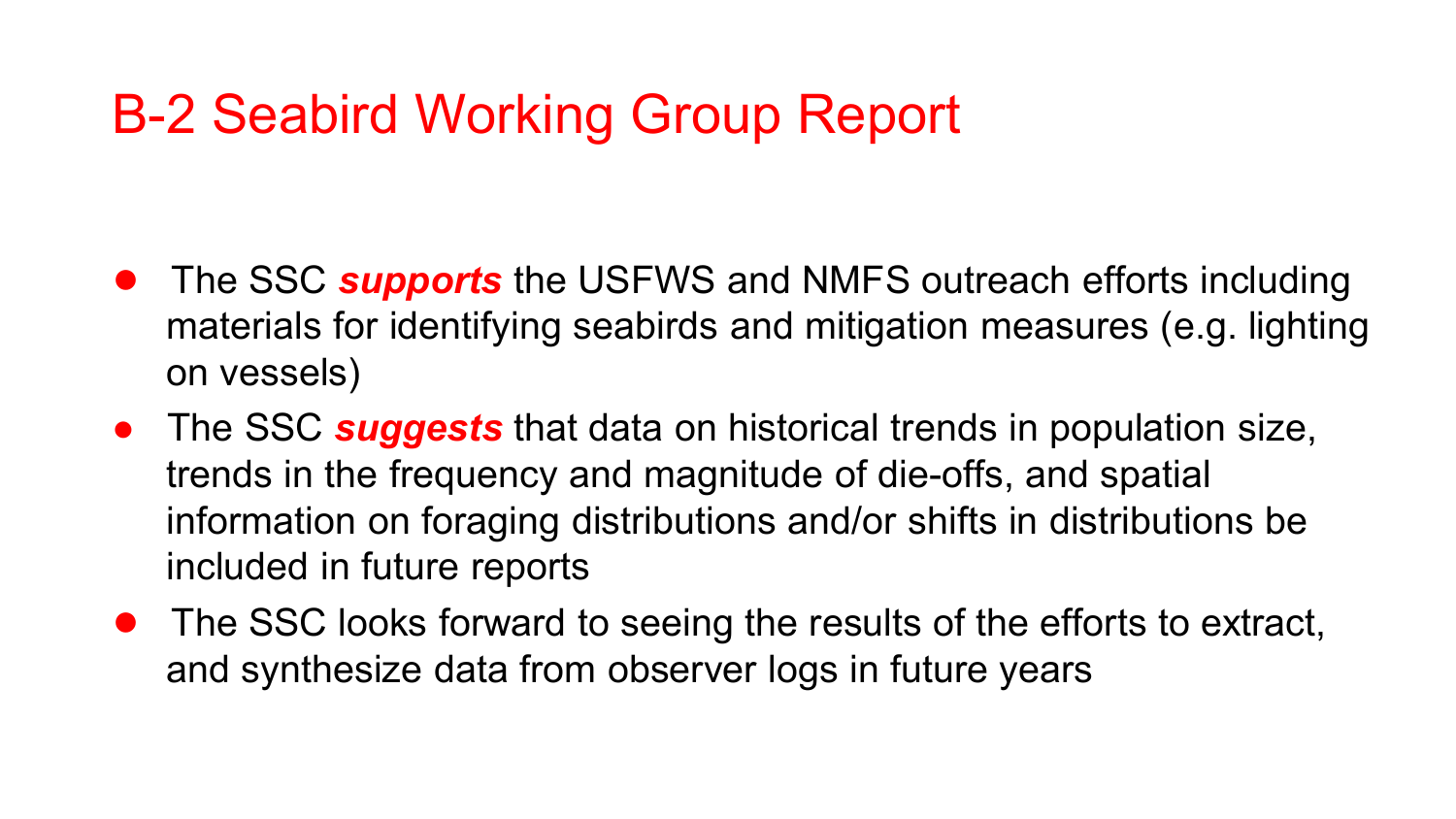# B-2 Seabird Working Group Report

- The SSC ***supports*** the USFWS and NMFS outreach efforts including materials for identifying seabirds and mitigation measures (e.g. lighting on vessels)
- The SSC ***suggests*** that data on historical trends in population size, trends in the frequency and magnitude of die-offs, and spatial information on foraging distributions and/or shifts in distributions be included in future reports
- The SSC looks forward to seeing the results of the efforts to extract, and synthesize data from observer logs in future years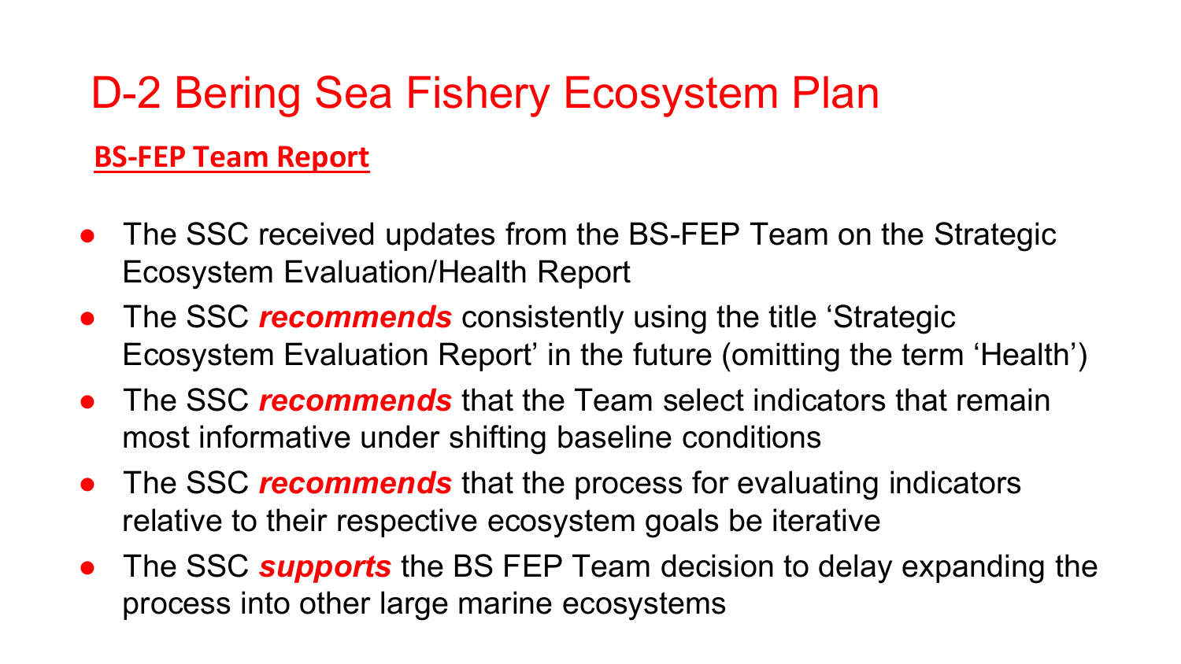# D-2 Bering Sea Fishery Ecosystem Plan

**BS-FEP Team Report**

- The SSC received updates from the BS-FEP Team on the Strategic Ecosystem Evaluation/Health Report
- The SSC ***recommends*** consistently using the title 'Strategic Ecosystem Evaluation Report' in the future (omitting the term 'Health')
- The SSC ***recommends*** that the Team select indicators that remain most informative under shifting baseline conditions
- The SSC ***recommends*** that the process for evaluating indicators relative to their respective ecosystem goals be iterative
- The SSC ***supports*** the BS FEP Team decision to delay expanding the process into other large marine ecosystems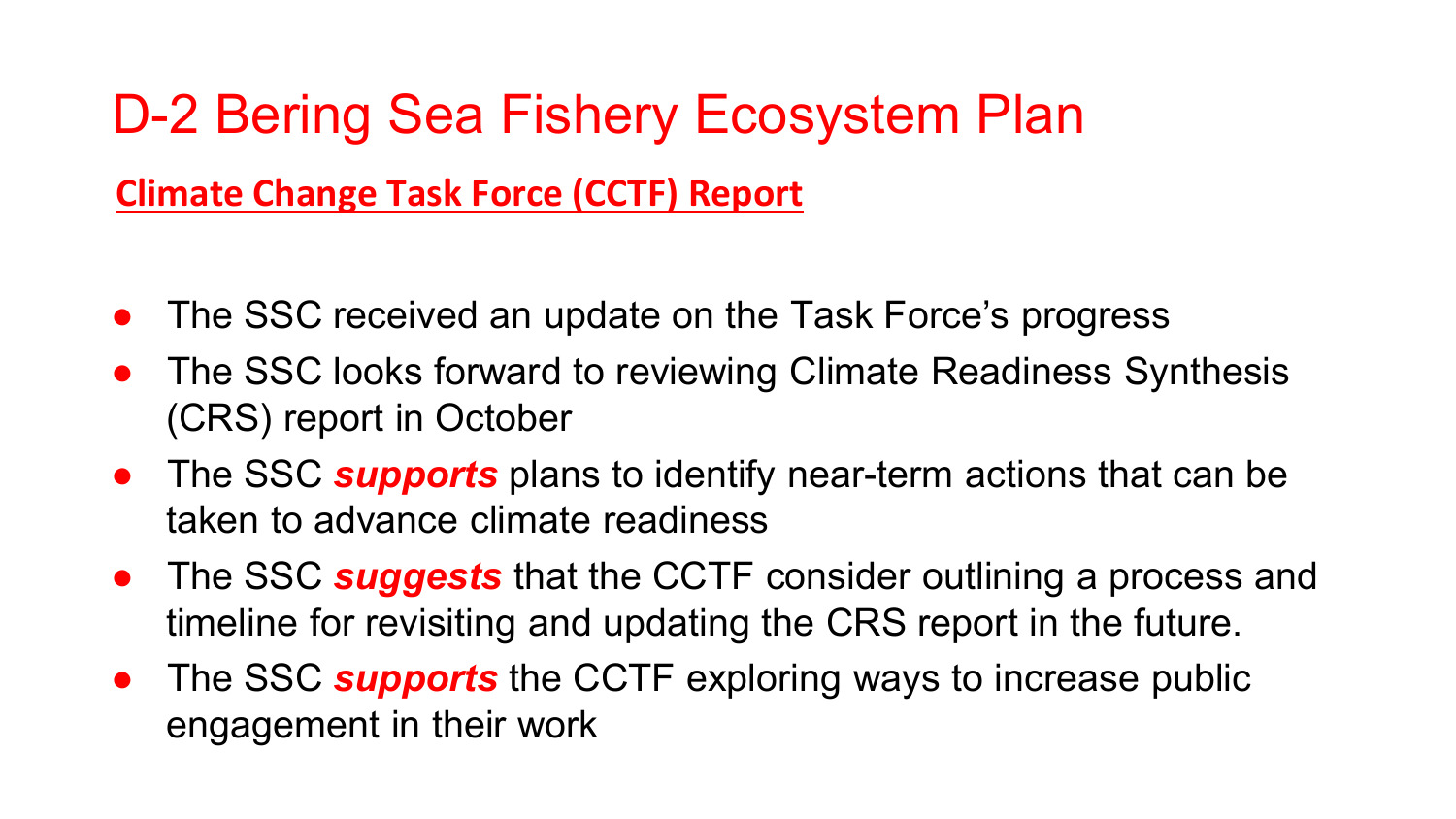# D-2 Bering Sea Fishery Ecosystem Plan

**Climate Change Task Force (CCTF) Report**

- The SSC received an update on the Task Force's progress
- The SSC looks forward to reviewing Climate Readiness Synthesis (CRS) report in October
- The SSC ***supports*** plans to identify near-term actions that can be taken to advance climate readiness
- The SSC ***suggests*** that the CCTF consider outlining a process and timeline for revisiting and updating the CRS report in the future.
- The SSC ***supports*** the CCTF exploring ways to increase public engagement in their work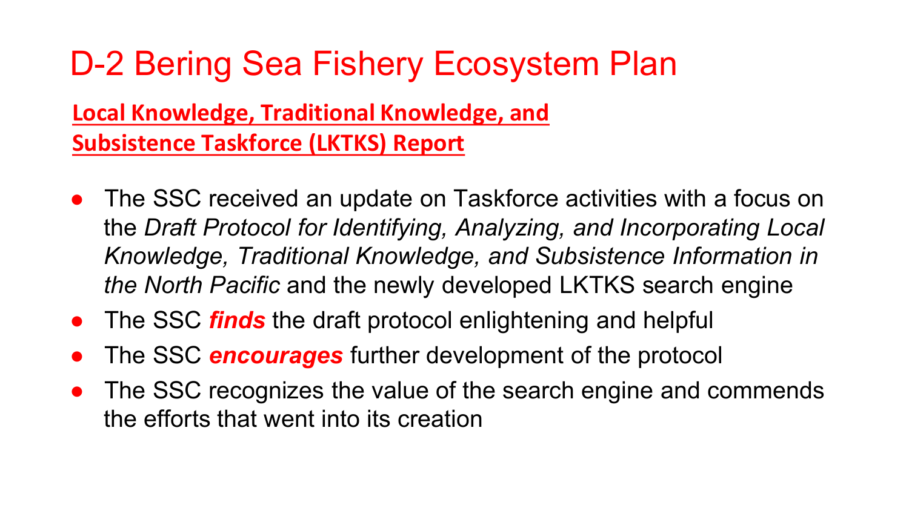# D-2 Bering Sea Fishery Ecosystem Plan

**Local Knowledge, Traditional Knowledge, and Subsistence Taskforce (LKTKS) Report**

- The SSC received an update on Taskforce activities with a focus on the *Draft Protocol for Identifying, Analyzing, and Incorporating Local Knowledge, Traditional Knowledge, and Subsistence Information in the North Pacific* and the newly developed LKTKS search engine
- The SSC ***finds*** the draft protocol enlightening and helpful
- The SSC ***encourages*** further development of the protocol
- The SSC recognizes the value of the search engine and commends the efforts that went into its creation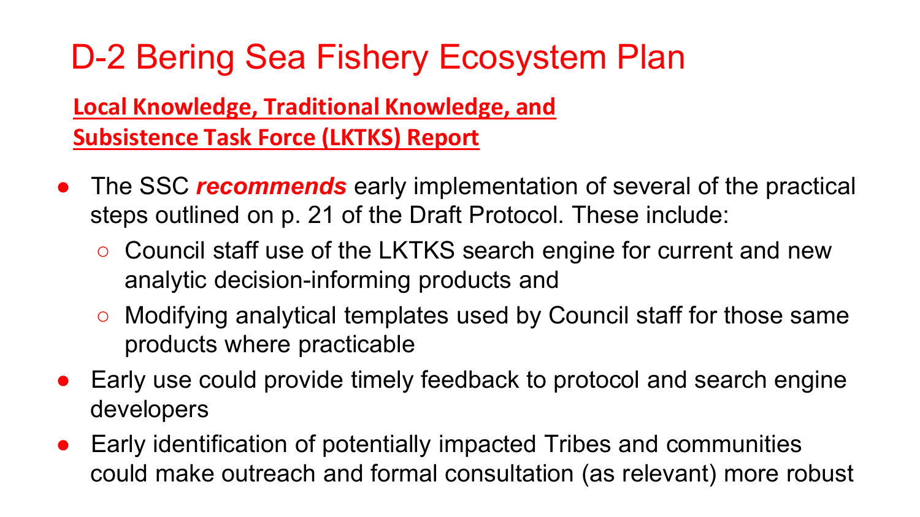# D-2 Bering Sea Fishery Ecosystem Plan

**Local Knowledge, Traditional Knowledge, and Subsistence Task Force (LKTKS) Report**

- The SSC ***recommends*** early implementation of several of the practical steps outlined on p. 21 of the Draft Protocol. These include:
  - Council staff use of the LKTKS search engine for current and new analytic decision-informing products and
  - Modifying analytical templates used by Council staff for those same products where practicable
- Early use could provide timely feedback to protocol and search engine developers
- Early identification of potentially impacted Tribes and communities could make outreach and formal consultation (as relevant) more robust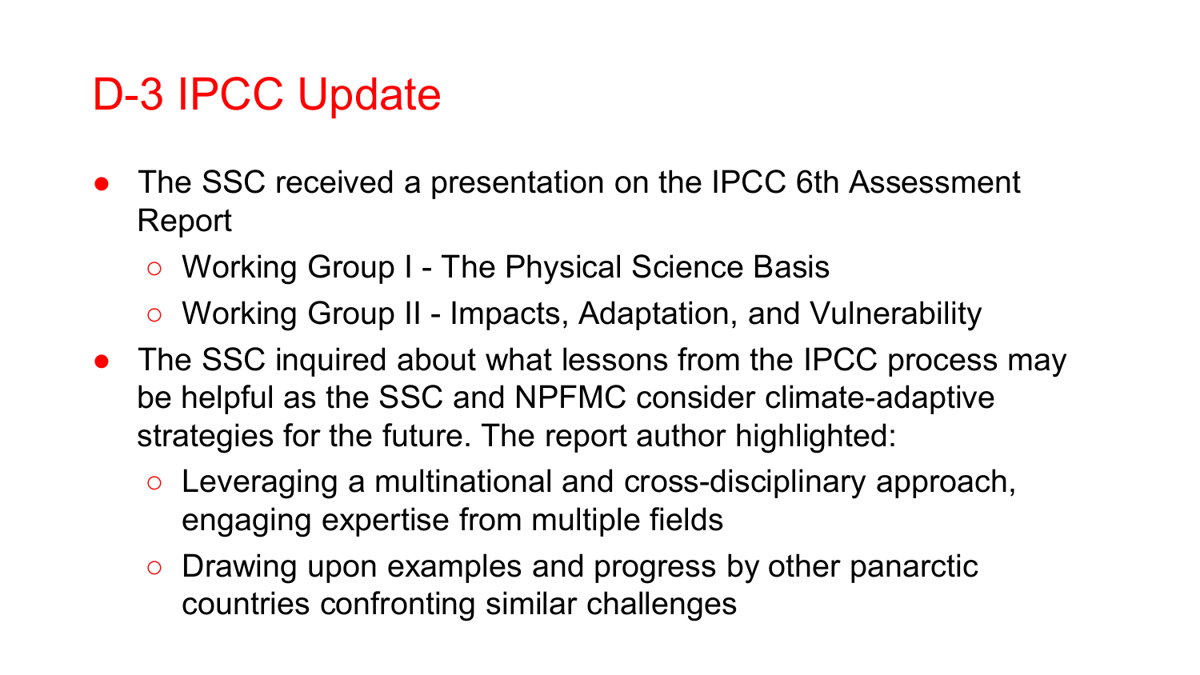# D-3 IPCC Update

- The SSC received a presentation on the IPCC 6th Assessment Report
  - Working Group I - The Physical Science Basis
  - Working Group II - Impacts, Adaptation, and Vulnerability
- The SSC inquired about what lessons from the IPCC process may be helpful as the SSC and NPFMC consider climate-adaptive strategies for the future. The report author highlighted:
  - Leveraging a multinational and cross-disciplinary approach, engaging expertise from multiple fields
  - Drawing upon examples and progress by other panarctic countries confronting similar challenges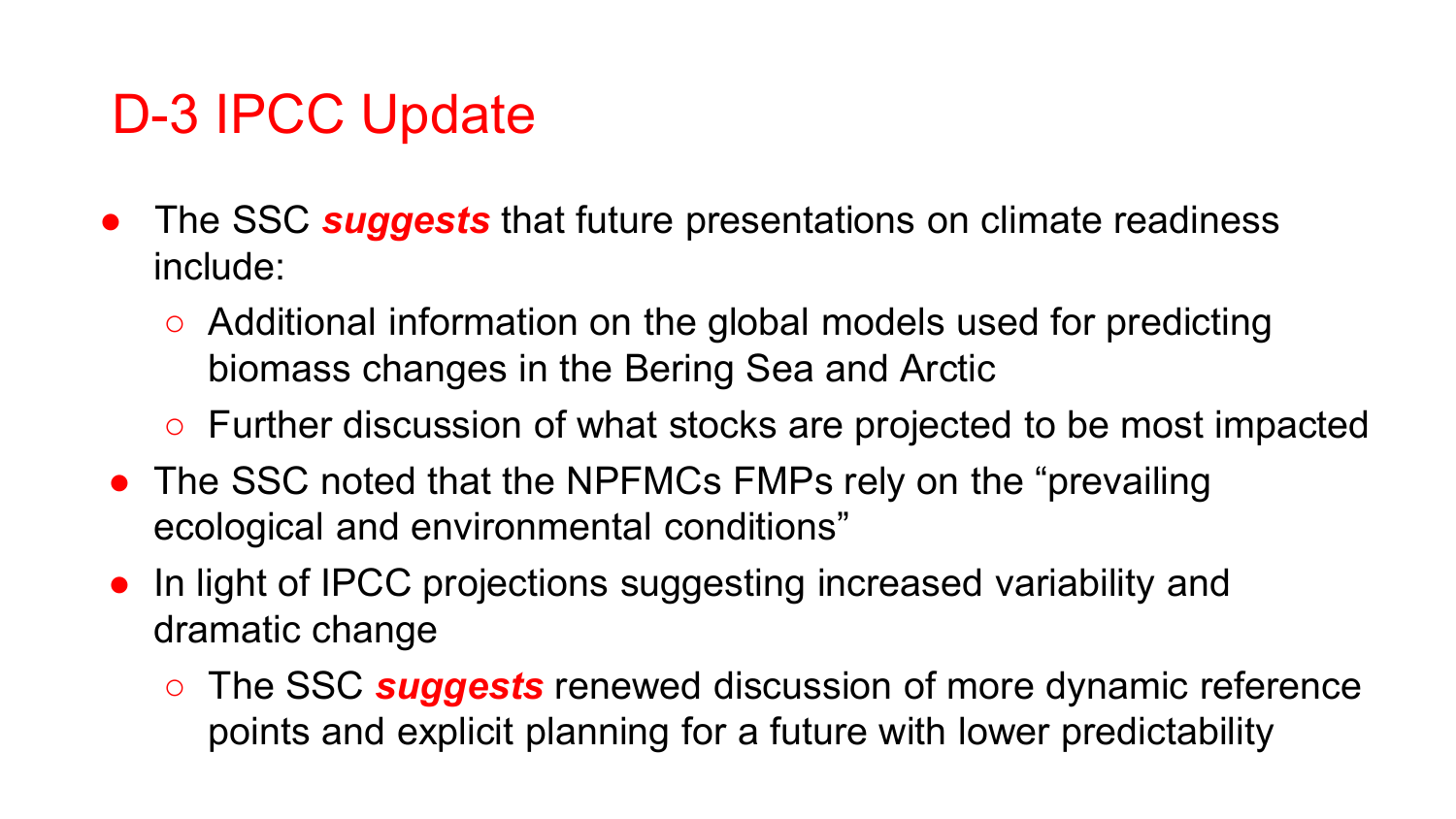# D-3 IPCC Update

- The SSC ***suggests*** that future presentations on climate readiness include:
  - Additional information on the global models used for predicting biomass changes in the Bering Sea and Arctic
  - Further discussion of what stocks are projected to be most impacted
- The SSC noted that the NPFMCs FMPs rely on the "prevailing ecological and environmental conditions"
- In light of IPCC projections suggesting increased variability and dramatic change
  - The SSC ***suggests*** renewed discussion of more dynamic reference points and explicit planning for a future with lower predictability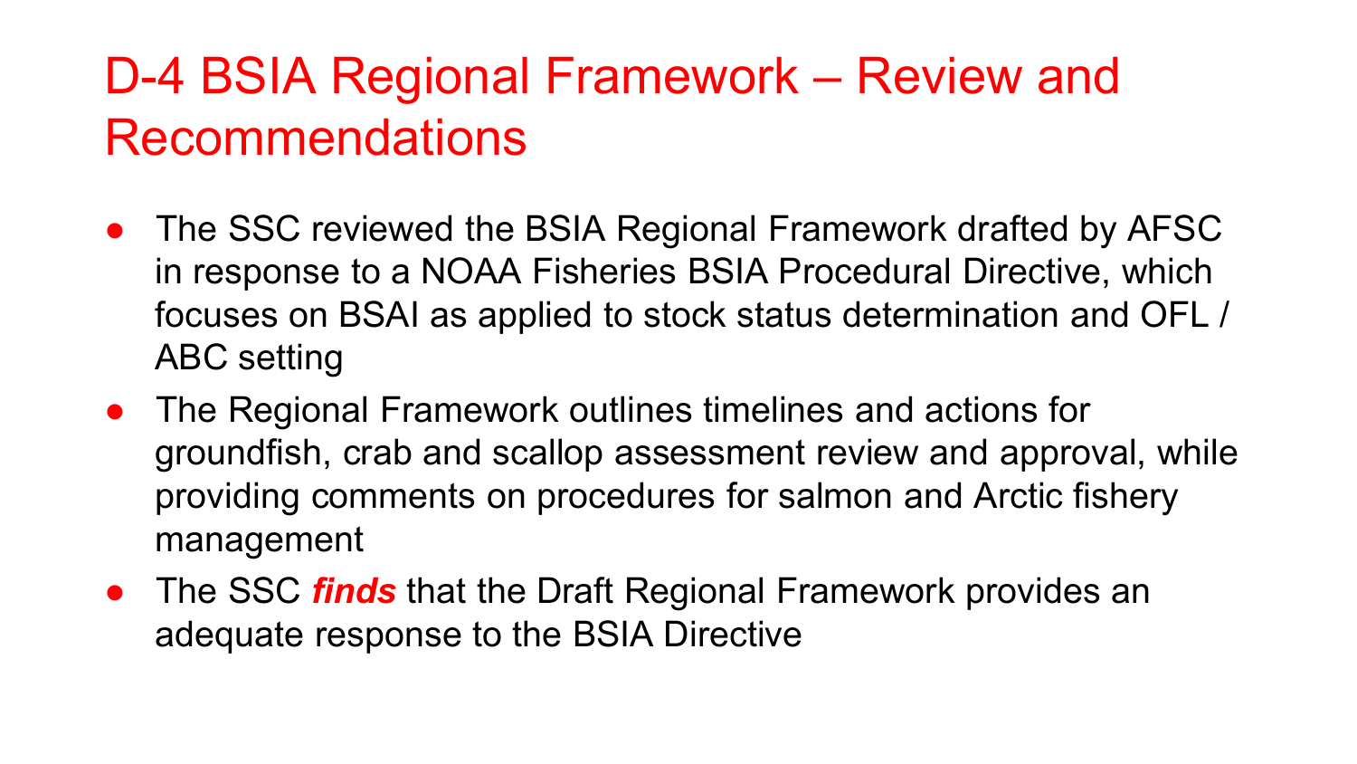# D-4 BSIA Regional Framework – Review and Recommendations

- The SSC reviewed the BSIA Regional Framework drafted by AFSC in response to a NOAA Fisheries BSIA Procedural Directive, which focuses on BSAI as applied to stock status determination and OFL / ABC setting
- The Regional Framework outlines timelines and actions for groundfish, crab and scallop assessment review and approval, while providing comments on procedures for salmon and Arctic fishery management
- The SSC ***finds*** that the Draft Regional Framework provides an adequate response to the BSIA Directive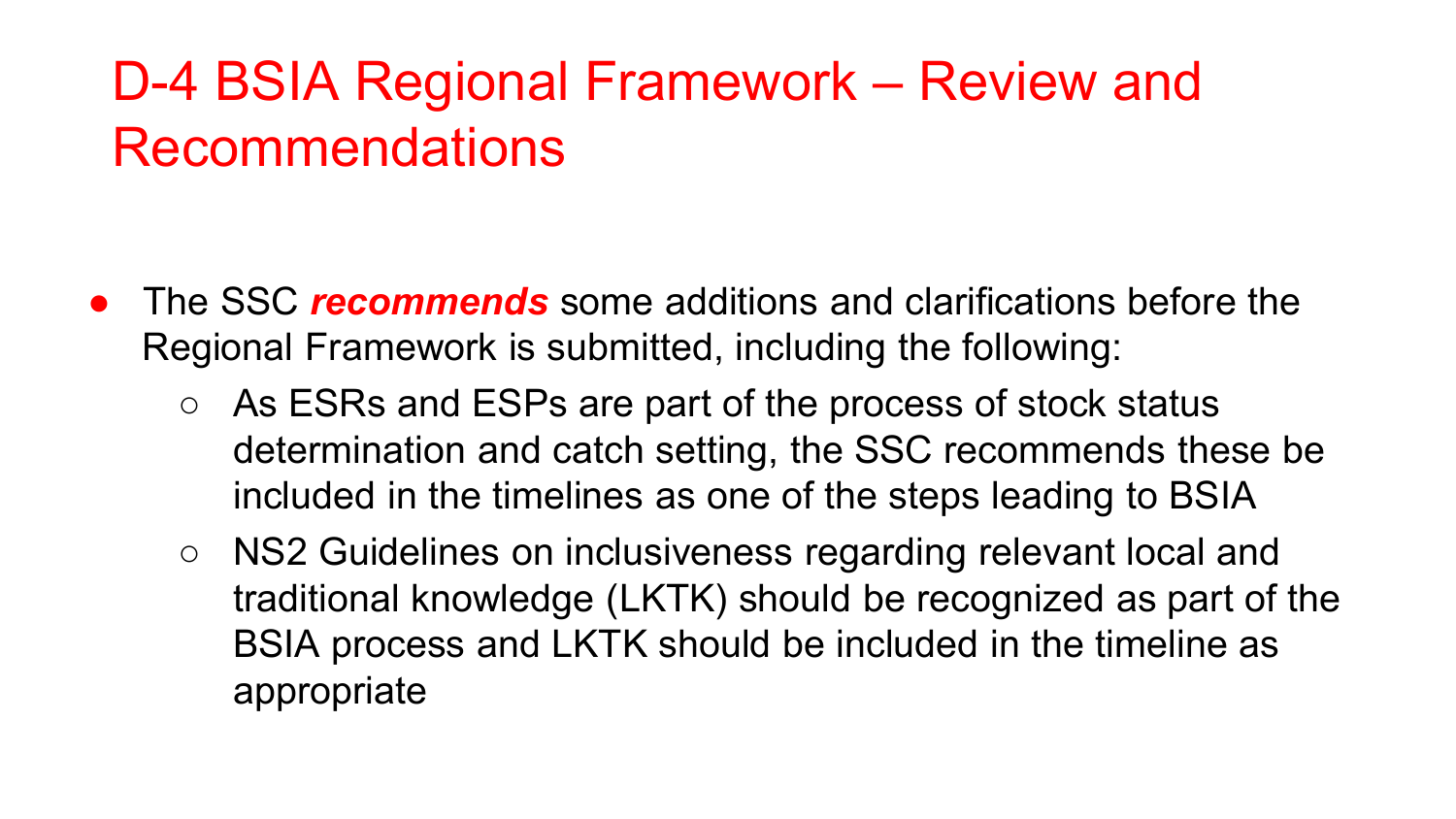# D-4 BSIA Regional Framework – Review and Recommendations

- The SSC ***recommends*** some additions and clarifications before the Regional Framework is submitted, including the following:
  - As ESRs and ESPs are part of the process of stock status determination and catch setting, the SSC recommends these be included in the timelines as one of the steps leading to BSIA
  - NS2 Guidelines on inclusiveness regarding relevant local and traditional knowledge (LKTK) should be recognized as part of the BSIA process and LKTK should be included in the timeline as appropriate